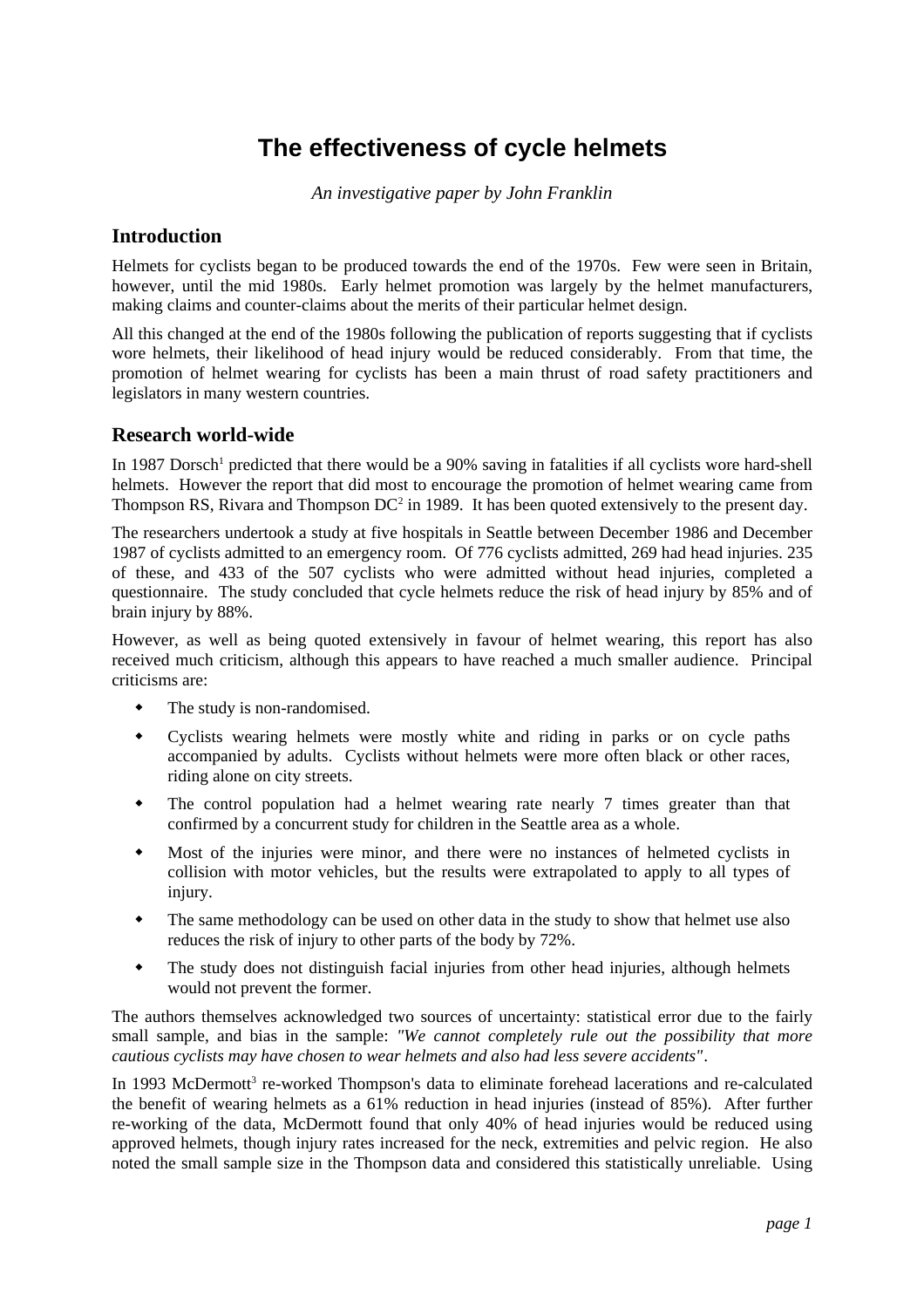# The effectiveness of cycle helmets

*An investigative paper by John Franklin*

## Introduction

Helmets for cyclists began to be produced towards the end of the 1970s. Few were seen in Britain, however, until the mid 1980s. Early helmet promotion was largely by the helmet manufacturers, making claims and counter-claims about the merits of their particular helmet design.

All this changed at the end of the 1980s following the publication of reports suggesting that if cyclists wore helmets, their likelihood of head injury would be reduced considerably. From that time, the promotion of helmet wearing for cyclists has been a main thrust of road safety practitioners and legislators in many western countries.

## Research world-wide

In 1987 Dorsch[1] predicted that there would be a 90% saving in fatalities if all cyclists wore hard-shell helmets. However the report that did most to encourage the promotion of helmet wearing came from Thompson RS, Rivara and Thompson DC[2] in 1989. It has been quoted extensively to the present day.

The researchers undertook a study at five hospitals in Seattle between December 1986 and December 1987 of cyclists admitted to an emergency room. Of 776 cyclists admitted, 269 had head injuries. 235 of these, and 433 of the 507 cyclists who were admitted without head injuries, completed a questionnaire. The study concluded that cycle helmets reduce the risk of head injury by 85% and of brain injury by 88%.

However, as well as being quoted extensively in favour of helmet wearing, this report has also received much criticism, although this appears to have reached a much smaller audience. Principal criticisms are:

- The study is non-randomised.
- Cyclists wearing helmets were mostly white and riding in parks or on cycle paths accompanied by adults. Cyclists without helmets were more often black or other races, riding alone on city streets.
- The control population had a helmet wearing rate nearly 7 times greater than that confirmed by a concurrent study for children in the Seattle area as a whole.
- Most of the injuries were minor, and there were no instances of helmeted cyclists in collision with motor vehicles, but the results were extrapolated to apply to all types of injury.
- The same methodology can be used on other data in the study to show that helmet use also reduces the risk of injury to other parts of the body by 72%.
- The study does not distinguish facial injuries from other head injuries, although helmets would not prevent the former.

The authors themselves acknowledged two sources of uncertainty: statistical error due to the fairly small sample, and bias in the sample: *"We cannot completely rule out the possibility that more cautious cyclists may have chosen to wear helmets and also had less severe accidents"*.

In 1993 McDermott[3] re-worked Thompson's data to eliminate forehead lacerations and re-calculated the benefit of wearing helmets as a 61% reduction in head injuries (instead of 85%). After further re-working of the data, McDermott found that only 40% of head injuries would be reduced using approved helmets, though injury rates increased for the neck, extremities and pelvic region. He also noted the small sample size in the Thompson data and considered this statistically unreliable. Using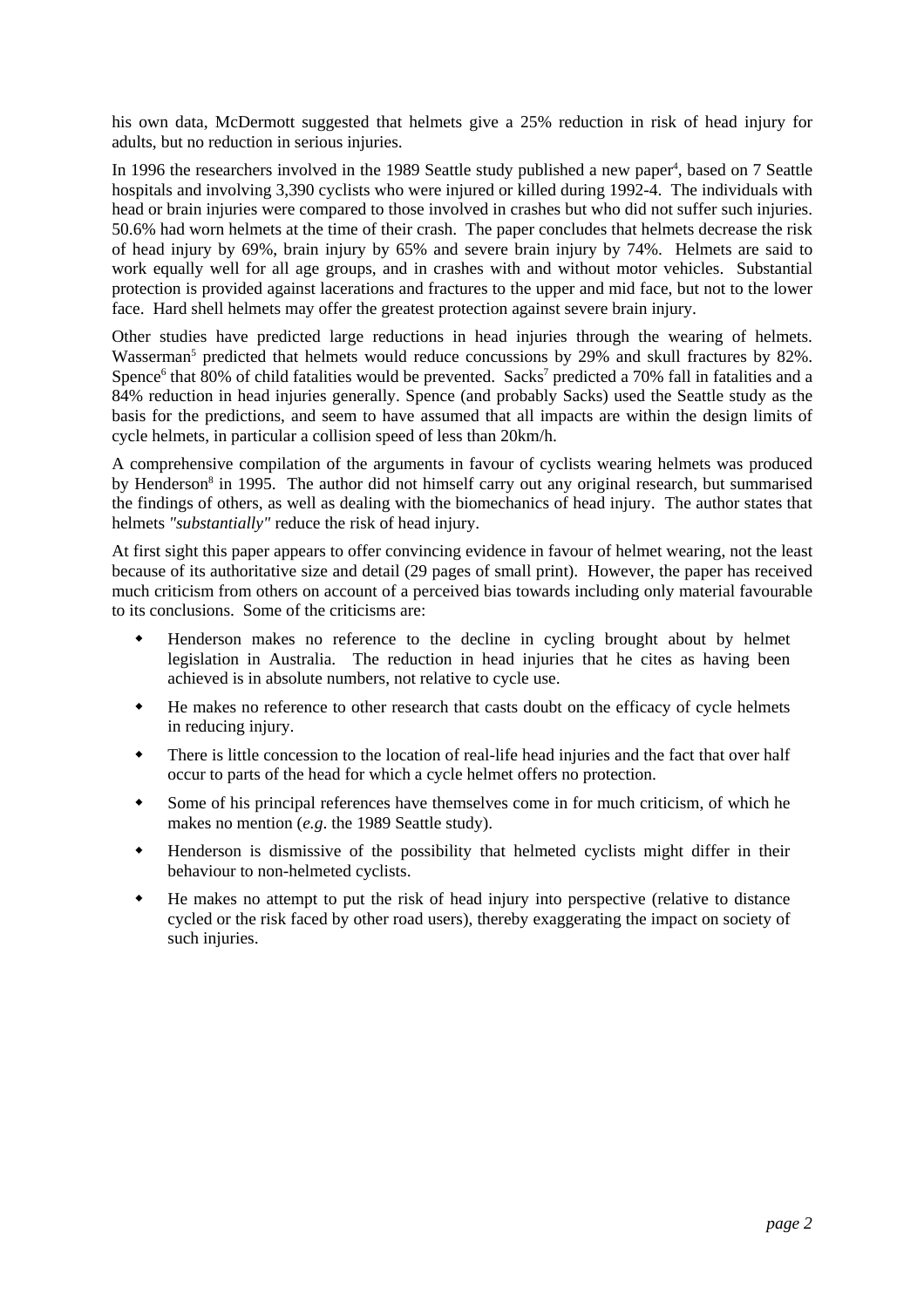his own data, McDermott suggested that helmets give a 25% reduction in risk of head injury for adults, but no reduction in serious injuries.

In 1996 the researchers involved in the 1989 Seattle study published a new paper[4], based on 7 Seattle hospitals and involving 3,390 cyclists who were injured or killed during 1992-4. The individuals with head or brain injuries were compared to those involved in crashes but who did not suffer such injuries. 50.6% had worn helmets at the time of their crash. The paper concludes that helmets decrease the risk of head injury by 69%, brain injury by 65% and severe brain injury by 74%. Helmets are said to work equally well for all age groups, and in crashes with and without motor vehicles. Substantial protection is provided against lacerations and fractures to the upper and mid face, but not to the lower face. Hard shell helmets may offer the greatest protection against severe brain injury.

Other studies have predicted large reductions in head injuries through the wearing of helmets. Wasserman[5] predicted that helmets would reduce concussions by 29% and skull fractures by 82%. Spence[6] that 80% of child fatalities would be prevented. Sacks[7] predicted a 70% fall in fatalities and a 84% reduction in head injuries generally. Spence (and probably Sacks) used the Seattle study as the basis for the predictions, and seem to have assumed that all impacts are within the design limits of cycle helmets, in particular a collision speed of less than 20km/h.

A comprehensive compilation of the arguments in favour of cyclists wearing helmets was produced by Henderson[8] in 1995. The author did not himself carry out any original research, but summarised the findings of others, as well as dealing with the biomechanics of head injury. The author states that helmets *"substantially"* reduce the risk of head injury.

At first sight this paper appears to offer convincing evidence in favour of helmet wearing, not the least because of its authoritative size and detail (29 pages of small print). However, the paper has received much criticism from others on account of a perceived bias towards including only material favourable to its conclusions. Some of the criticisms are:

- Henderson makes no reference to the decline in cycling brought about by helmet legislation in Australia. The reduction in head injuries that he cites as having been achieved is in absolute numbers, not relative to cycle use.
- He makes no reference to other research that casts doubt on the efficacy of cycle helmets in reducing injury.
- There is little concession to the location of real-life head injuries and the fact that over half occur to parts of the head for which a cycle helmet offers no protection.
- Some of his principal references have themselves come in for much criticism, of which he makes no mention (*e.g*. the 1989 Seattle study).
- Henderson is dismissive of the possibility that helmeted cyclists might differ in their behaviour to non-helmeted cyclists.
- He makes no attempt to put the risk of head injury into perspective (relative to distance cycled or the risk faced by other road users), thereby exaggerating the impact on society of such injuries.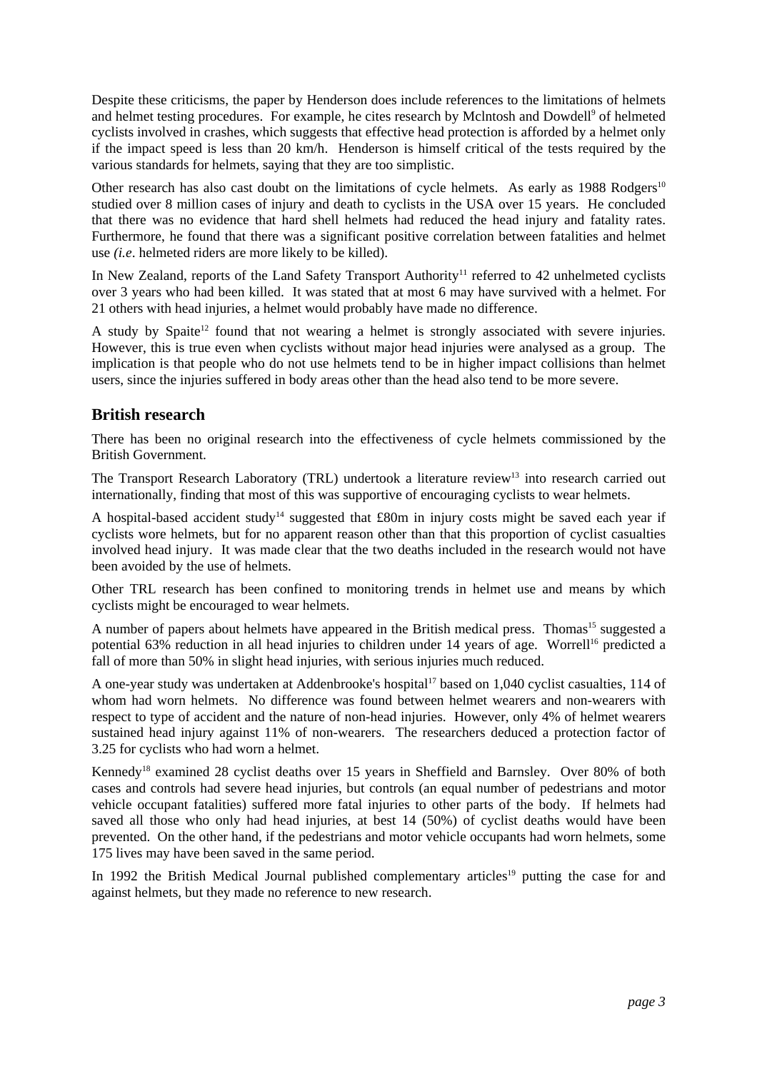Despite these criticisms, the paper by Henderson does include references to the limitations of helmets and helmet testing procedures. For example, he cites research by Mclntosh and Dowdell[9] of helmeted cyclists involved in crashes, which suggests that effective head protection is afforded by a helmet only if the impact speed is less than 20 km/h. Henderson is himself critical of the tests required by the various standards for helmets, saying that they are too simplistic.

Other research has also cast doubt on the limitations of cycle helmets. As early as 1988 Rodgers[10] studied over 8 million cases of injury and death to cyclists in the USA over 15 years. He concluded that there was no evidence that hard shell helmets had reduced the head injury and fatality rates. Furthermore, he found that there was a significant positive correlation between fatalities and helmet use *(i.e*. helmeted riders are more likely to be killed).

In New Zealand, reports of the Land Safety Transport Authority[11] referred to 42 unhelmeted cyclists over 3 years who had been killed. It was stated that at most 6 may have survived with a helmet. For 21 others with head injuries, a helmet would probably have made no difference.

A study by Spaite[12] found that not wearing a helmet is strongly associated with severe injuries. However, this is true even when cyclists without major head injuries were analysed as a group. The implication is that people who do not use helmets tend to be in higher impact collisions than helmet users, since the injuries suffered in body areas other than the head also tend to be more severe.

## British research

There has been no original research into the effectiveness of cycle helmets commissioned by the British Government.

The Transport Research Laboratory (TRL) undertook a literature review[13] into research carried out internationally, finding that most of this was supportive of encouraging cyclists to wear helmets.

A hospital-based accident study[14] suggested that £80m in injury costs might be saved each year if cyclists wore helmets, but for no apparent reason other than that this proportion of cyclist casualties involved head injury. It was made clear that the two deaths included in the research would not have been avoided by the use of helmets.

Other TRL research has been confined to monitoring trends in helmet use and means by which cyclists might be encouraged to wear helmets.

A number of papers about helmets have appeared in the British medical press. Thomas[15] suggested a potential 63% reduction in all head injuries to children under 14 years of age. Worrell[16] predicted a fall of more than 50% in slight head injuries, with serious injuries much reduced.

A one-year study was undertaken at Addenbrooke's hospital[17] based on 1,040 cyclist casualties, 114 of whom had worn helmets. No difference was found between helmet wearers and non-wearers with respect to type of accident and the nature of non-head injuries. However, only 4% of helmet wearers sustained head injury against 11% of non-wearers. The researchers deduced a protection factor of 3.25 for cyclists who had worn a helmet.

Kennedy[18] examined 28 cyclist deaths over 15 years in Sheffield and Barnsley. Over 80% of both cases and controls had severe head injuries, but controls (an equal number of pedestrians and motor vehicle occupant fatalities) suffered more fatal injuries to other parts of the body. If helmets had saved all those who only had head injuries, at best 14 (50%) of cyclist deaths would have been prevented. On the other hand, if the pedestrians and motor vehicle occupants had worn helmets, some 175 lives may have been saved in the same period.

In 1992 the British Medical Journal published complementary articles[19] putting the case for and against helmets, but they made no reference to new research.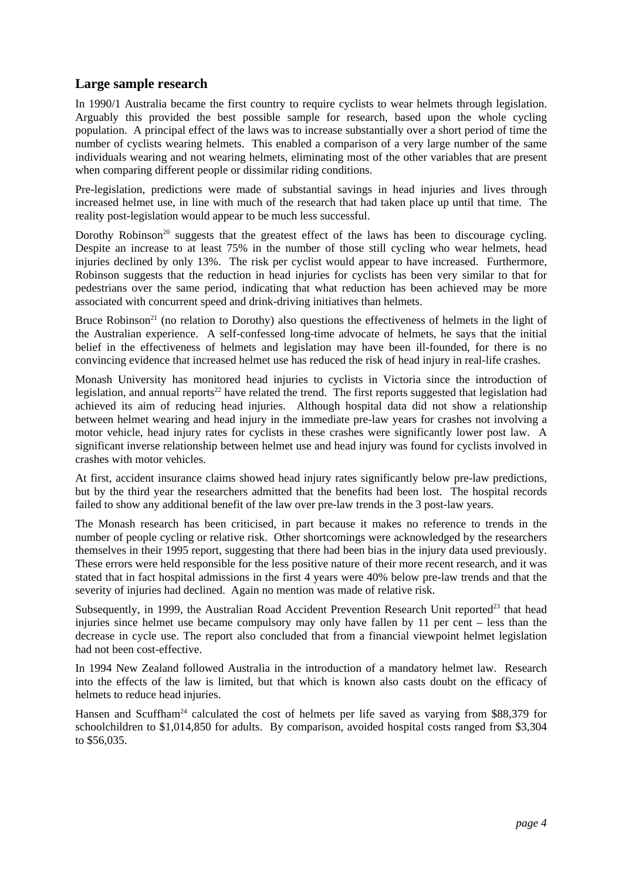## Large sample research

In 1990/1 Australia became the first country to require cyclists to wear helmets through legislation. Arguably this provided the best possible sample for research, based upon the whole cycling population. A principal effect of the laws was to increase substantially over a short period of time the number of cyclists wearing helmets. This enabled a comparison of a very large number of the same individuals wearing and not wearing helmets, eliminating most of the other variables that are present when comparing different people or dissimilar riding conditions.

Pre-legislation, predictions were made of substantial savings in head injuries and lives through increased helmet use, in line with much of the research that had taken place up until that time. The reality post-legislation would appear to be much less successful.

Dorothy Robinson[20] suggests that the greatest effect of the laws has been to discourage cycling. Despite an increase to at least 75% in the number of those still cycling who wear helmets, head injuries declined by only 13%. The risk per cyclist would appear to have increased. Furthermore, Robinson suggests that the reduction in head injuries for cyclists has been very similar to that for pedestrians over the same period, indicating that what reduction has been achieved may be more associated with concurrent speed and drink-driving initiatives than helmets.

Bruce Robinson[21] (no relation to Dorothy) also questions the effectiveness of helmets in the light of the Australian experience. A self-confessed long-time advocate of helmets, he says that the initial belief in the effectiveness of helmets and legislation may have been ill-founded, for there is no convincing evidence that increased helmet use has reduced the risk of head injury in real-life crashes.

Monash University has monitored head injuries to cyclists in Victoria since the introduction of legislation, and annual reports[22] have related the trend. The first reports suggested that legislation had achieved its aim of reducing head injuries. Although hospital data did not show a relationship between helmet wearing and head injury in the immediate pre-law years for crashes not involving a motor vehicle, head injury rates for cyclists in these crashes were significantly lower post law. A significant inverse relationship between helmet use and head injury was found for cyclists involved in crashes with motor vehicles.

At first, accident insurance claims showed head injury rates significantly below pre-law predictions, but by the third year the researchers admitted that the benefits had been lost. The hospital records failed to show any additional benefit of the law over pre-law trends in the 3 post-law years.

The Monash research has been criticised, in part because it makes no reference to trends in the number of people cycling or relative risk. Other shortcomings were acknowledged by the researchers themselves in their 1995 report, suggesting that there had been bias in the injury data used previously. These errors were held responsible for the less positive nature of their more recent research, and it was stated that in fact hospital admissions in the first 4 years were 40% below pre-law trends and that the severity of injuries had declined. Again no mention was made of relative risk.

Subsequently, in 1999, the Australian Road Accident Prevention Research Unit reported[23] that head injuries since helmet use became compulsory may only have fallen by 11 per cent – less than the decrease in cycle use. The report also concluded that from a financial viewpoint helmet legislation had not been cost-effective.

In 1994 New Zealand followed Australia in the introduction of a mandatory helmet law. Research into the effects of the law is limited, but that which is known also casts doubt on the efficacy of helmets to reduce head injuries.

Hansen and Scuffham[24] calculated the cost of helmets per life saved as varying from $88,379 for schoolchildren to $1,014,850 for adults. By comparison, avoided hospital costs ranged from $3,304 to $56,035.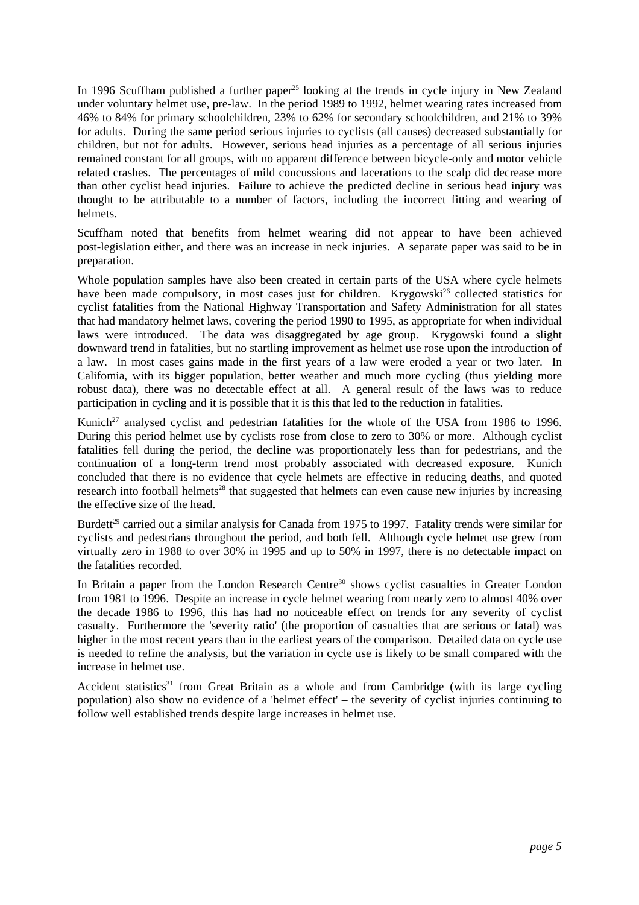In 1996 Scuffham published a further paper[25] looking at the trends in cycle injury in New Zealand under voluntary helmet use, pre-law. In the period 1989 to 1992, helmet wearing rates increased from 46% to 84% for primary schoolchildren, 23% to 62% for secondary schoolchildren, and 21% to 39% for adults. During the same period serious injuries to cyclists (all causes) decreased substantially for children, but not for adults. However, serious head injuries as a percentage of all serious injuries remained constant for all groups, with no apparent difference between bicycle-only and motor vehicle related crashes. The percentages of mild concussions and lacerations to the scalp did decrease more than other cyclist head injuries. Failure to achieve the predicted decline in serious head injury was thought to be attributable to a number of factors, including the incorrect fitting and wearing of helmets.

Scuffham noted that benefits from helmet wearing did not appear to have been achieved post-legislation either, and there was an increase in neck injuries. A separate paper was said to be in preparation.

Whole population samples have also been created in certain parts of the USA where cycle helmets have been made compulsory, in most cases just for children. Krygowski[26] collected statistics for cyclist fatalities from the National Highway Transportation and Safety Administration for all states that had mandatory helmet laws, covering the period 1990 to 1995, as appropriate for when individual laws were introduced. The data was disaggregated by age group. Krygowski found a slight downward trend in fatalities, but no startling improvement as helmet use rose upon the introduction of a law. In most cases gains made in the first years of a law were eroded a year or two later. In California, with its bigger population, better weather and much more cycling (thus yielding more robust data), there was no detectable effect at all. A general result of the laws was to reduce participation in cycling and it is possible that it is this that led to the reduction in fatalities.

Kunich[27] analysed cyclist and pedestrian fatalities for the whole of the USA from 1986 to 1996. During this period helmet use by cyclists rose from close to zero to 30% or more. Although cyclist fatalities fell during the period, the decline was proportionately less than for pedestrians, and the continuation of a long-term trend most probably associated with decreased exposure. Kunich concluded that there is no evidence that cycle helmets are effective in reducing deaths, and quoted research into football helmets[28] that suggested that helmets can even cause new injuries by increasing the effective size of the head.

Burdett[29] carried out a similar analysis for Canada from 1975 to 1997. Fatality trends were similar for cyclists and pedestrians throughout the period, and both fell. Although cycle helmet use grew from virtually zero in 1988 to over 30% in 1995 and up to 50% in 1997, there is no detectable impact on the fatalities recorded.

In Britain a paper from the London Research Centre[30] shows cyclist casualties in Greater London from 1981 to 1996. Despite an increase in cycle helmet wearing from nearly zero to almost 40% over the decade 1986 to 1996, this has had no noticeable effect on trends for any severity of cyclist casualty. Furthermore the 'severity ratio' (the proportion of casualties that are serious or fatal) was higher in the most recent years than in the earliest years of the comparison. Detailed data on cycle use is needed to refine the analysis, but the variation in cycle use is likely to be small compared with the increase in helmet use.

Accident statistics[31] from Great Britain as a whole and from Cambridge (with its large cycling population) also show no evidence of a 'helmet effect' – the severity of cyclist injuries continuing to follow well established trends despite large increases in helmet use.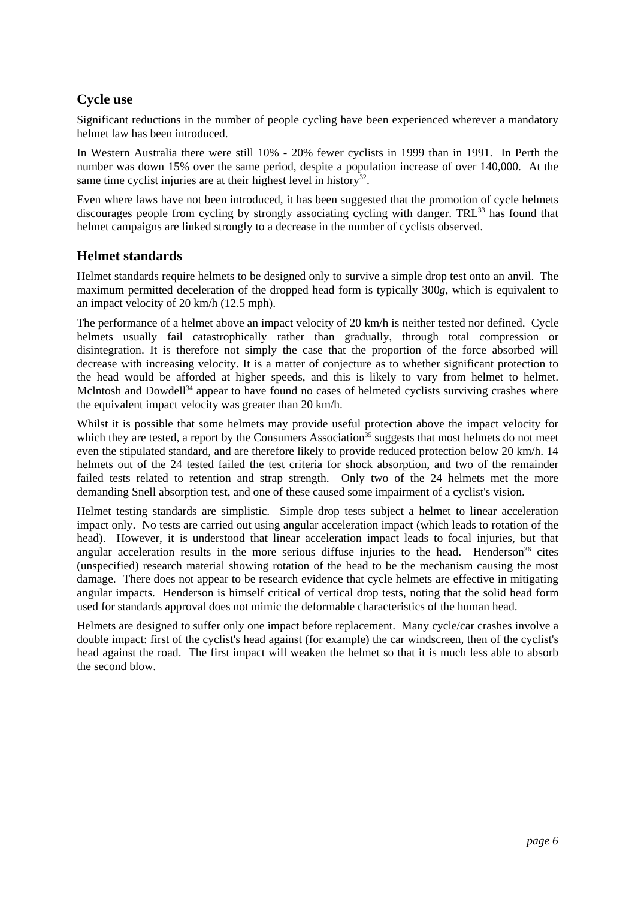## Cycle use

Significant reductions in the number of people cycling have been experienced wherever a mandatory helmet law has been introduced.

In Western Australia there were still 10% - 20% fewer cyclists in 1999 than in 1991. In Perth the number was down 15% over the same period, despite a population increase of over 140,000. At the same time cyclist injuries are at their highest level in history[32].

Even where laws have not been introduced, it has been suggested that the promotion of cycle helmets discourages people from cycling by strongly associating cycling with danger. TRL[33] has found that helmet campaigns are linked strongly to a decrease in the number of cyclists observed.

## Helmet standards

Helmet standards require helmets to be designed only to survive a simple drop test onto an anvil. The maximum permitted deceleration of the dropped head form is typically 300*g*, which is equivalent to an impact velocity of 20 km/h (12.5 mph).

The performance of a helmet above an impact velocity of 20 km/h is neither tested nor defined. Cycle helmets usually fail catastrophically rather than gradually, through total compression or disintegration. It is therefore not simply the case that the proportion of the force absorbed will decrease with increasing velocity. It is a matter of conjecture as to whether significant protection to the head would be afforded at higher speeds, and this is likely to vary from helmet to helmet. Mclntosh and Dowdell[34] appear to have found no cases of helmeted cyclists surviving crashes where the equivalent impact velocity was greater than 20 km/h.

Whilst it is possible that some helmets may provide useful protection above the impact velocity for which they are tested, a report by the Consumers Association[35] suggests that most helmets do not meet even the stipulated standard, and are therefore likely to provide reduced protection below 20 km/h. 14 helmets out of the 24 tested failed the test criteria for shock absorption, and two of the remainder failed tests related to retention and strap strength. Only two of the 24 helmets met the more demanding Snell absorption test, and one of these caused some impairment of a cyclist's vision.

Helmet testing standards are simplistic. Simple drop tests subject a helmet to linear acceleration impact only. No tests are carried out using angular acceleration impact (which leads to rotation of the head). However, it is understood that linear acceleration impact leads to focal injuries, but that angular acceleration results in the more serious diffuse injuries to the head. Henderson[36] cites (unspecified) research material showing rotation of the head to be the mechanism causing the most damage. There does not appear to be research evidence that cycle helmets are effective in mitigating angular impacts. Henderson is himself critical of vertical drop tests, noting that the solid head form used for standards approval does not mimic the deformable characteristics of the human head.

Helmets are designed to suffer only one impact before replacement. Many cycle/car crashes involve a double impact: first of the cyclist's head against (for example) the car windscreen, then of the cyclist's head against the road. The first impact will weaken the helmet so that it is much less able to absorb the second blow.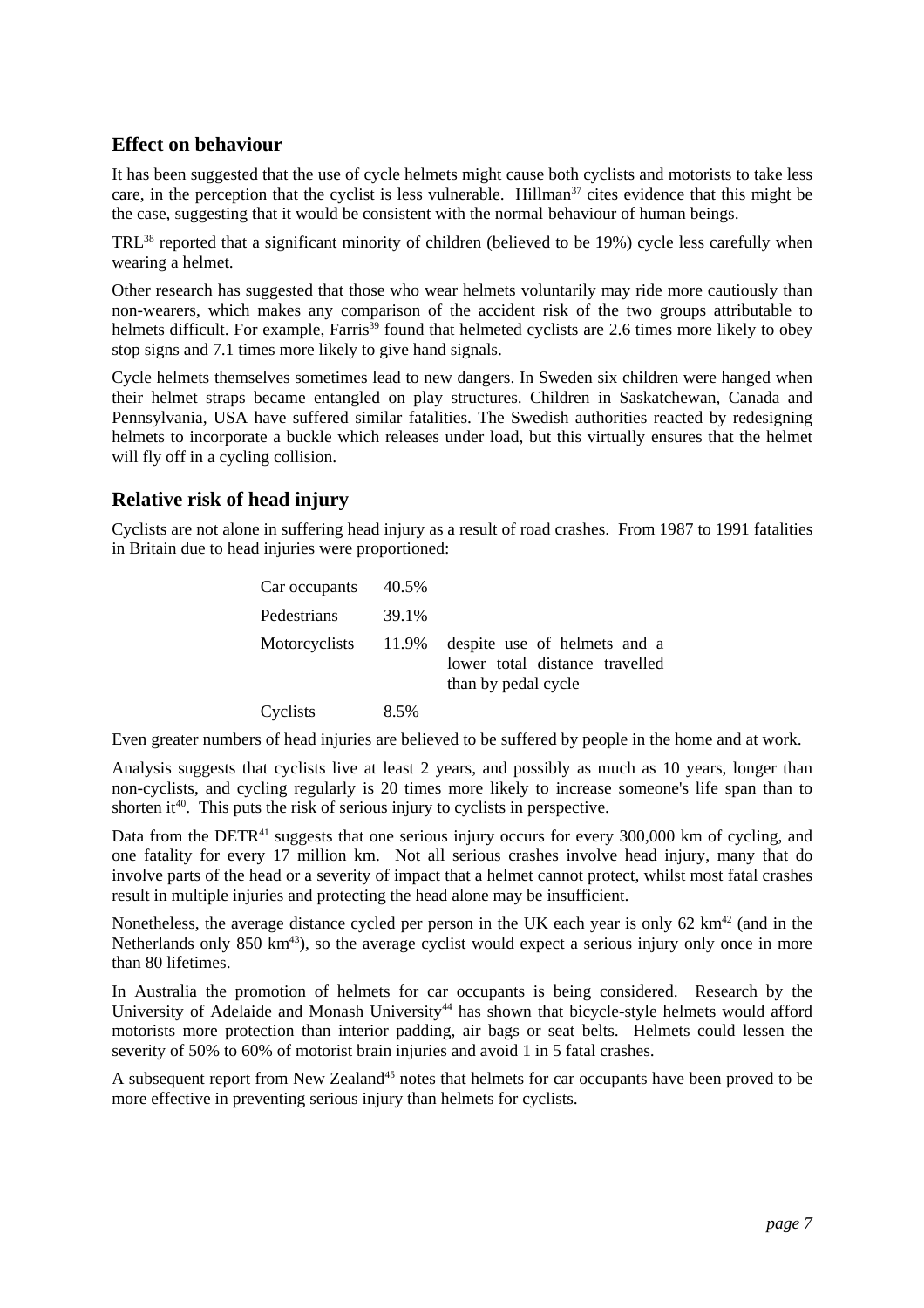## Effect on behaviour

It has been suggested that the use of cycle helmets might cause both cyclists and motorists to take less care, in the perception that the cyclist is less vulnerable. Hillman[37] cites evidence that this might be the case, suggesting that it would be consistent with the normal behaviour of human beings.

TRL[38] reported that a significant minority of children (believed to be 19%) cycle less carefully when wearing a helmet.

Other research has suggested that those who wear helmets voluntarily may ride more cautiously than non-wearers, which makes any comparison of the accident risk of the two groups attributable to helmets difficult. For example, Farris[39] found that helmeted cyclists are 2.6 times more likely to obey stop signs and 7.1 times more likely to give hand signals.

Cycle helmets themselves sometimes lead to new dangers. In Sweden six children were hanged when their helmet straps became entangled on play structures. Children in Saskatchewan, Canada and Pennsylvania, USA have suffered similar fatalities. The Swedish authorities reacted by redesigning helmets to incorporate a buckle which releases under load, but this virtually ensures that the helmet will fly off in a cycling collision.

## Relative risk of head injury

Cyclists are not alone in suffering head injury as a result of road crashes. From 1987 to 1991 fatalities in Britain due to head injuries were proportioned:

| | | |
|---|---|---|
| Car occupants | 40.5% | |
| Pedestrians | 39.1% | |
| Motorcyclists | 11.9% | despite use of helmets and a lower total distance travelled than by pedal cycle |
| Cyclists | 8.5% | |

Even greater numbers of head injuries are believed to be suffered by people in the home and at work.

Analysis suggests that cyclists live at least 2 years, and possibly as much as 10 years, longer than non-cyclists, and cycling regularly is 20 times more likely to increase someone's life span than to shorten it[40]. This puts the risk of serious injury to cyclists in perspective.

Data from the DETR[41] suggests that one serious injury occurs for every 300,000 km of cycling, and one fatality for every 17 million km. Not all serious crashes involve head injury, many that do involve parts of the head or a severity of impact that a helmet cannot protect, whilst most fatal crashes result in multiple injuries and protecting the head alone may be insufficient.

Nonetheless, the average distance cycled per person in the UK each year is only 62 km[42] (and in the Netherlands only 850 km[43]), so the average cyclist would expect a serious injury only once in more than 80 lifetimes.

In Australia the promotion of helmets for car occupants is being considered. Research by the University of Adelaide and Monash University[44] has shown that bicycle-style helmets would afford motorists more protection than interior padding, air bags or seat belts. Helmets could lessen the severity of 50% to 60% of motorist brain injuries and avoid 1 in 5 fatal crashes.

A subsequent report from New Zealand[45] notes that helmets for car occupants have been proved to be more effective in preventing serious injury than helmets for cyclists.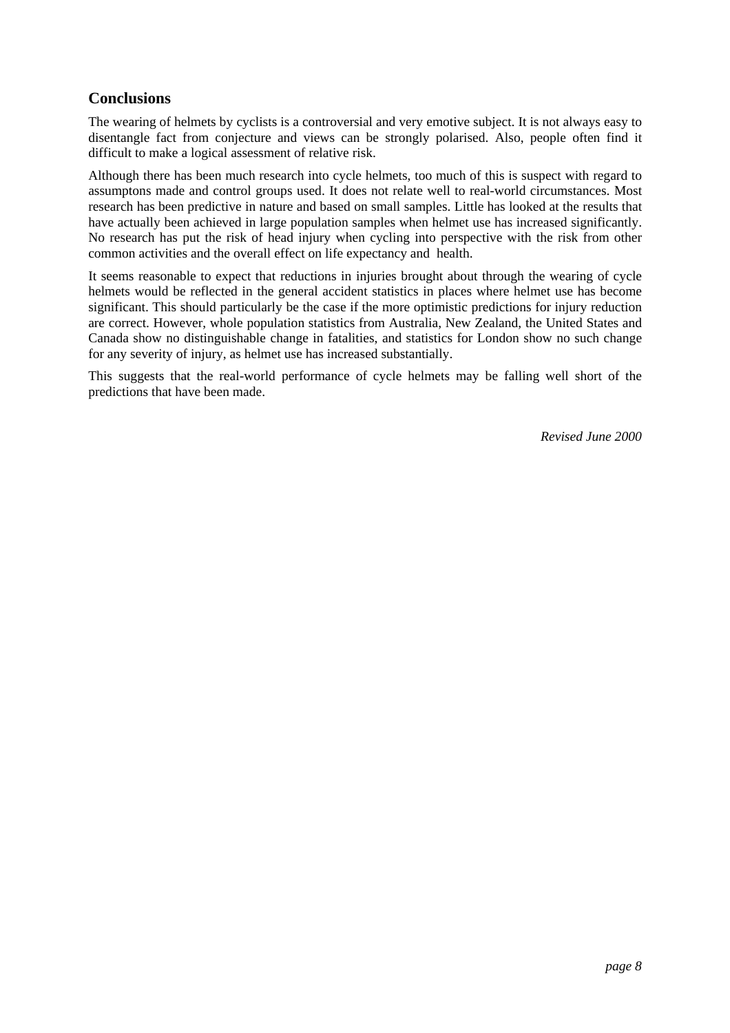## Conclusions

The wearing of helmets by cyclists is a controversial and very emotive subject. It is not always easy to disentangle fact from conjecture and views can be strongly polarised. Also, people often find it difficult to make a logical assessment of relative risk.

Although there has been much research into cycle helmets, too much of this is suspect with regard to assumptons made and control groups used. It does not relate well to real-world circumstances. Most research has been predictive in nature and based on small samples. Little has looked at the results that have actually been achieved in large population samples when helmet use has increased significantly. No research has put the risk of head injury when cycling into perspective with the risk from other common activities and the overall effect on life expectancy and health.

It seems reasonable to expect that reductions in injuries brought about through the wearing of cycle helmets would be reflected in the general accident statistics in places where helmet use has become significant. This should particularly be the case if the more optimistic predictions for injury reduction are correct. However, whole population statistics from Australia, New Zealand, the United States and Canada show no distinguishable change in fatalities, and statistics for London show no such change for any severity of injury, as helmet use has increased substantially.

This suggests that the real-world performance of cycle helmets may be falling well short of the predictions that have been made.

*Revised June 2000*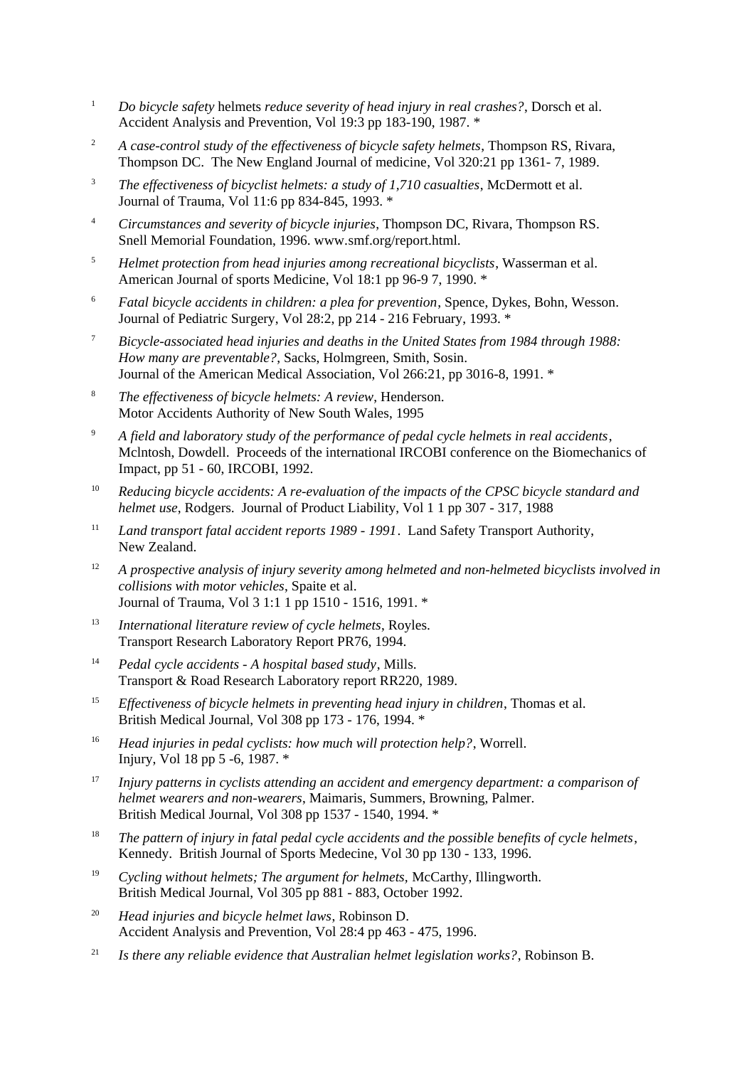[1] *Do bicycle safety* helmets *reduce severity of head injury in real crashes?*, Dorsch et al. Accident Analysis and Prevention, Vol 19:3 pp 183-190, 1987. *

[2] *A case-control study of the effectiveness of bicycle safety helmets*, Thompson RS, Rivara, Thompson DC. The New England Journal of medicine, Vol 320:21 pp 1361- 7, 1989.

[3] *The effectiveness of bicyclist helmets: a study of 1,710 casualties*, McDermott et al. Journal of Trauma, Vol 11:6 pp 834-845, 1993. *

[4] *Circumstances and severity of bicycle injuries*, Thompson DC, Rivara, Thompson RS. Snell Memorial Foundation, 1996. www.smf.org/report.html.

[5] *Helmet protection from head injuries among recreational bicyclists*, Wasserman et al. American Journal of sports Medicine, Vol 18:1 pp 96-9 7, 1990. *

[6] *Fatal bicycle accidents in children: a plea for prevention*, Spence, Dykes, Bohn, Wesson. Journal of Pediatric Surgery, Vol 28:2, pp 214 - 216 February, 1993. *

[7] *Bicycle-associated head injuries and deaths in the United States from 1984 through 1988: How many are preventable?*, Sacks, Holmgreen, Smith, Sosin. Journal of the American Medical Association, Vol 266:21, pp 3016-8, 1991. *

[8] *The effectiveness of bicycle helmets: A review*, Henderson. Motor Accidents Authority of New South Wales, 1995

[9] *A field and laboratory study of the performance of pedal cycle helmets in real accidents*, Mclntosh, Dowdell. Proceeds of the international IRCOBI conference on the Biomechanics of Impact, pp 51 - 60, IRCOBI, 1992.

[10] *Reducing bicycle accidents: A re-evaluation of the impacts of the CPSC bicycle standard and helmet use*, Rodgers. Journal of Product Liability, Vol 1 1 pp 307 - 317, 1988

[11] *Land transport fatal accident reports 1989 - 1991*. Land Safety Transport Authority, New Zealand.

[12] *A prospective analysis of injury severity among helmeted and non-helmeted bicyclists involved in collisions with motor vehicles*, Spaite et al. Journal of Trauma, Vol 3 1:1 1 pp 1510 - 1516, 1991. *

[13] *International literature review of cycle helmets*, Royles. Transport Research Laboratory Report PR76, 1994.

[14] *Pedal cycle accidents - A hospital based study*, Mills. Transport & Road Research Laboratory report RR220, 1989.

[15] *Effectiveness of bicycle helmets in preventing head injury in children*, Thomas et al. British Medical Journal, Vol 308 pp 173 - 176, 1994. *

[16] *Head injuries in pedal cyclists: how much will protection help?*, Worrell. Injury, Vol 18 pp 5 -6, 1987. *

[17] *Injury patterns in cyclists attending an accident and emergency department: a comparison of helmet wearers and non-wearers*, Maimaris, Summers, Browning, Palmer. British Medical Journal, Vol 308 pp 1537 - 1540, 1994. *

[18] *The pattern of injury in fatal pedal cycle accidents and the possible benefits of cycle helmets*, Kennedy. British Journal of Sports Medecine, Vol 30 pp 130 - 133, 1996.

[19] *Cycling without helmets; The argument for helmets*, McCarthy, Illingworth. British Medical Journal, Vol 305 pp 881 - 883, October 1992.

[20] *Head injuries and bicycle helmet laws*, Robinson D. Accident Analysis and Prevention, Vol 28:4 pp 463 - 475, 1996.

[21] *Is there any reliable evidence that Australian helmet legislation works?*, Robinson B.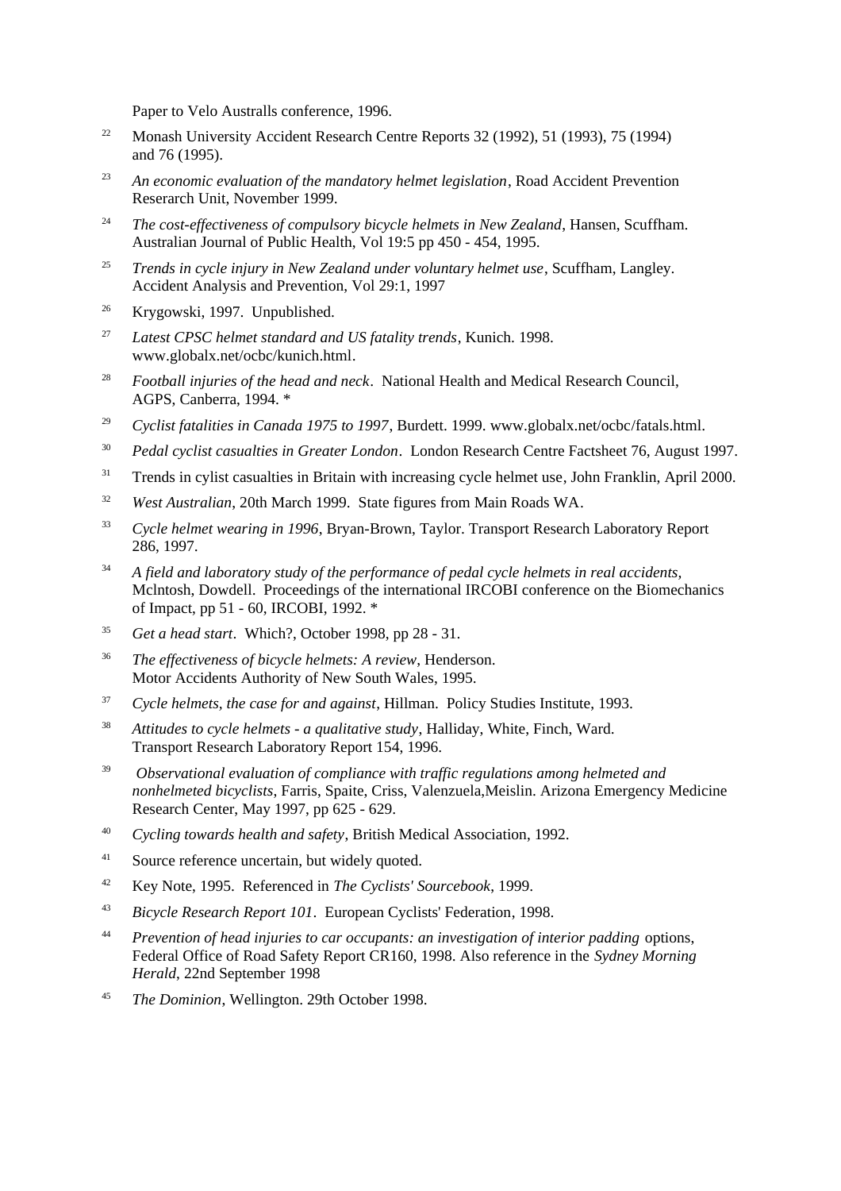Paper to Velo Australls conference, 1996.

[22] Monash University Accident Research Centre Reports 32 (1992), 51 (1993), 75 (1994) and 76 (1995).

[23] *An economic evaluation of the mandatory helmet legislation*, Road Accident Prevention Reserarch Unit, November 1999.

[24] *The cost-effectiveness of compulsory bicycle helmets in New Zealand*, Hansen, Scuffham. Australian Journal of Public Health, Vol 19:5 pp 450 - 454, 1995.

[25] *Trends in cycle injury in New Zealand under voluntary helmet use*, Scuffham, Langley. Accident Analysis and Prevention, Vol 29:1, 1997

[26] Krygowski, 1997. Unpublished.

[27] *Latest CPSC helmet standard and US fatality trends*, Kunich. 1998. www.globalx.net/ocbc/kunich.html.

[28] *Football injuries of the head and neck*. National Health and Medical Research Council, AGPS, Canberra, 1994. *

[29] *Cyclist fatalities in Canada 1975 to 1997*, Burdett. 1999. www.globalx.net/ocbc/fatals.html.

[30] *Pedal cyclist casualties in Greater London*. London Research Centre Factsheet 76, August 1997.

[31] Trends in cylist casualties in Britain with increasing cycle helmet use, John Franklin, April 2000.

[32] *West Australian*, 20th March 1999. State figures from Main Roads WA.

[33] *Cycle helmet wearing in 1996*, Bryan-Brown, Taylor. Transport Research Laboratory Report 286, 1997.

[34] *A field and laboratory study of the performance of pedal cycle helmets in real accidents,* Mclntosh, Dowdell. Proceedings of the international IRCOBI conference on the Biomechanics of Impact, pp 51 - 60, IRCOBI, 1992. *

[35] *Get a head start*. Which?, October 1998, pp 28 - 31.

[36] *The effectiveness of bicycle helmets: A review*, Henderson. Motor Accidents Authority of New South Wales, 1995.

[37] *Cycle helmets, the case for and against*, Hillman. Policy Studies Institute, 1993.

[38] *Attitudes to cycle helmets - a qualitative study*, Halliday, White, Finch, Ward. Transport Research Laboratory Report 154, 1996.

[39] *Observational evaluation of compliance with traffic regulations among helmeted and nonhelmeted bicyclists*, Farris, Spaite, Criss, Valenzuela,Meislin. Arizona Emergency Medicine Research Center, May 1997, pp 625 - 629.

[40] *Cycling towards health and safety*, British Medical Association, 1992.

[41] Source reference uncertain, but widely quoted.

[42] Key Note, 1995. Referenced in *The Cyclists' Sourcebook*, 1999.

[43] *Bicycle Research Report 101*. European Cyclists' Federation, 1998.

[44] *Prevention of head injuries to car occupants: an investigation of interior padding* options, Federal Office of Road Safety Report CR160, 1998. Also reference in the *Sydney Morning Herald*, 22nd September 1998

[45] *The Dominion*, Wellington. 29th October 1998.